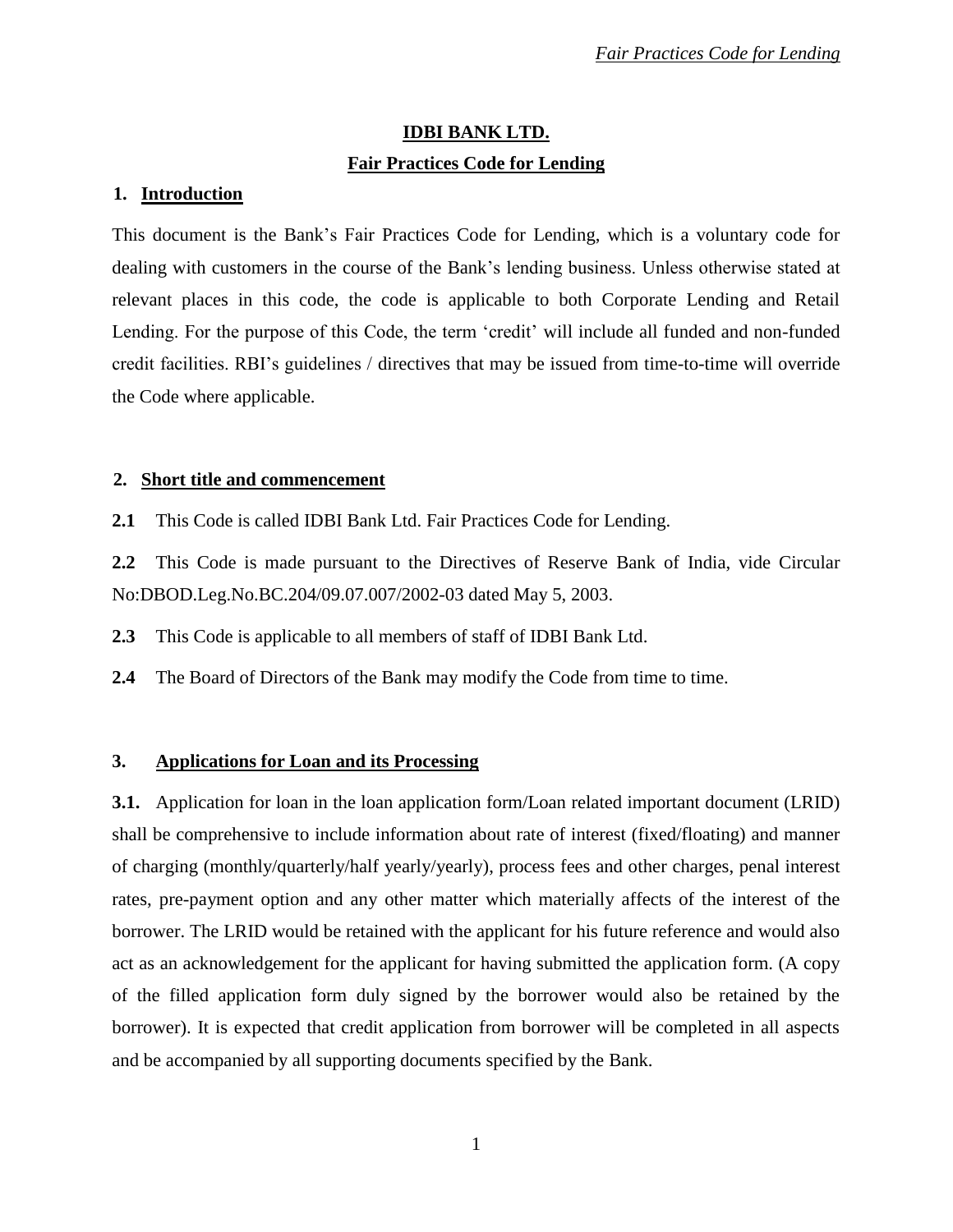# IDBI BANK LTD.

## Fair Practices Code for Lending

### 1. Introduction

This document is the Bank's Fair Practices Code for Lending, which is a voluntary code for dealing with customers in the course of the Bank's lending business. Unless otherwise stated at relevant places in this code, the code is applicable to both Corporate Lending and Retail Lending. For the purpose of this Code, the term 'credit' will include all funded and non-funded credit facilities. RBI's guidelines / directives that may be issued from time-to-time will override the Code where applicable.

### 2. Short title and commencement

**2.1** This Code is called IDBI Bank Ltd. Fair Practices Code for Lending.

**2.2** This Code is made pursuant to the Directives of Reserve Bank of India, vide Circular No:DBOD.Leg.No.BC.204/09.07.007/2002-03 dated May 5, 2003.

**2.3** This Code is applicable to all members of staff of IDBI Bank Ltd.

**2.4** The Board of Directors of the Bank may modify the Code from time to time.

### 3. Applications for Loan and its Processing

**3.1.** Application for loan in the loan application form/Loan related important document (LRID) shall be comprehensive to include information about rate of interest (fixed/floating) and manner of charging (monthly/quarterly/half yearly/yearly), process fees and other charges, penal interest rates, pre-payment option and any other matter which materially affects of the interest of the borrower. The LRID would be retained with the applicant for his future reference and would also act as an acknowledgement for the applicant for having submitted the application form. (A copy of the filled application form duly signed by the borrower would also be retained by the borrower). It is expected that credit application from borrower will be completed in all aspects and be accompanied by all supporting documents specified by the Bank.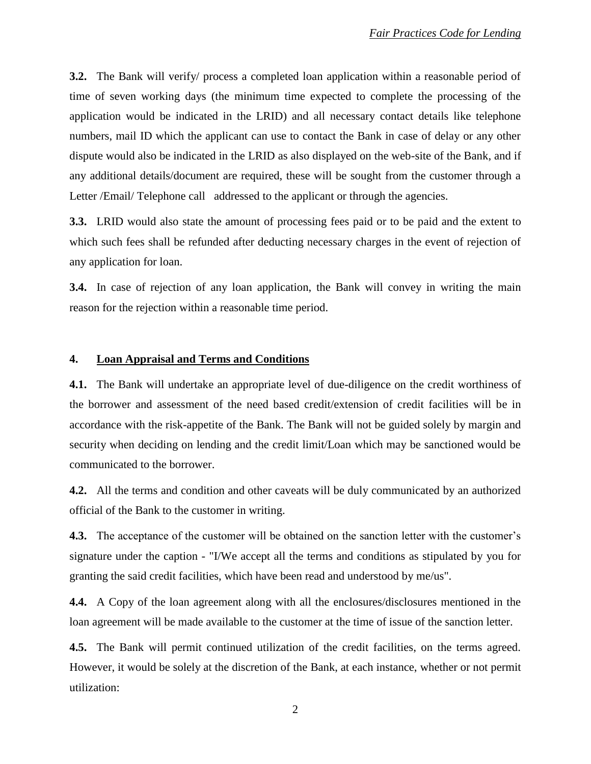**3.2.** The Bank will verify/ process a completed loan application within a reasonable period of time of seven working days (the minimum time expected to complete the processing of the application would be indicated in the LRID) and all necessary contact details like telephone numbers, mail ID which the applicant can use to contact the Bank in case of delay or any other dispute would also be indicated in the LRID as also displayed on the web-site of the Bank, and if any additional details/document are required, these will be sought from the customer through a Letter /Email/ Telephone call addressed to the applicant or through the agencies.

**3.3.** LRID would also state the amount of processing fees paid or to be paid and the extent to which such fees shall be refunded after deducting necessary charges in the event of rejection of any application for loan.

**3.4.** In case of rejection of any loan application, the Bank will convey in writing the main reason for the rejection within a reasonable time period.

## 4. Loan Appraisal and Terms and Conditions

**4.1.** The Bank will undertake an appropriate level of due-diligence on the credit worthiness of the borrower and assessment of the need based credit/extension of credit facilities will be in accordance with the risk-appetite of the Bank. The Bank will not be guided solely by margin and security when deciding on lending and the credit limit/Loan which may be sanctioned would be communicated to the borrower.

**4.2.** All the terms and condition and other caveats will be duly communicated by an authorized official of the Bank to the customer in writing.

**4.3.** The acceptance of the customer will be obtained on the sanction letter with the customer's signature under the caption - "I/We accept all the terms and conditions as stipulated by you for granting the said credit facilities, which have been read and understood by me/us".

**4.4.** A Copy of the loan agreement along with all the enclosures/disclosures mentioned in the loan agreement will be made available to the customer at the time of issue of the sanction letter.

**4.5.** The Bank will permit continued utilization of the credit facilities, on the terms agreed. However, it would be solely at the discretion of the Bank, at each instance, whether or not permit utilization: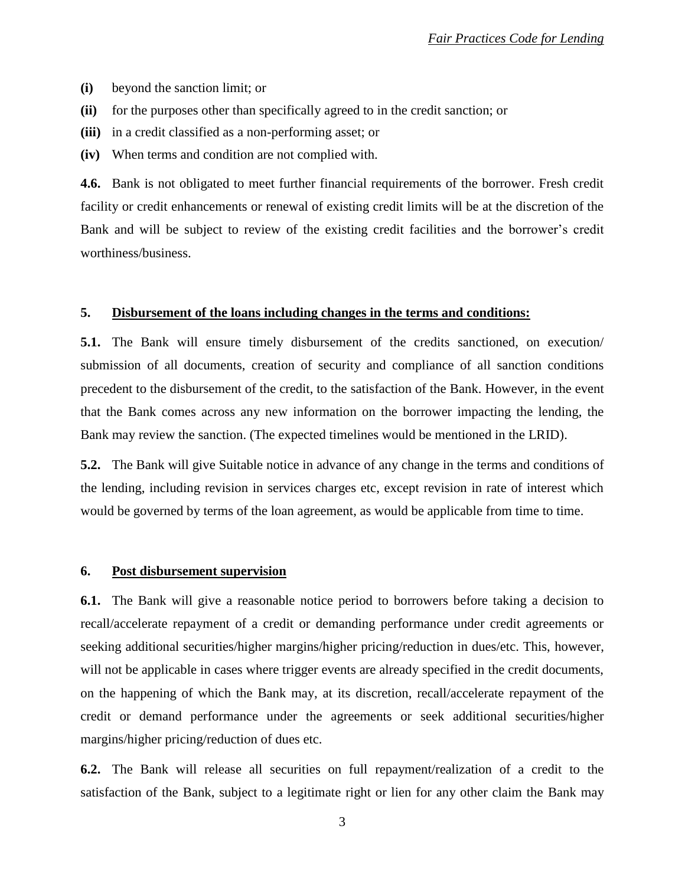**(i)** beyond the sanction limit; or

**(ii)** for the purposes other than specifically agreed to in the credit sanction; or

**(iii)** in a credit classified as a non-performing asset; or

**(iv)** When terms and condition are not complied with.

**4.6.** Bank is not obligated to meet further financial requirements of the borrower. Fresh credit facility or credit enhancements or renewal of existing credit limits will be at the discretion of the Bank and will be subject to review of the existing credit facilities and the borrower's credit worthiness/business.

## 5. Disbursement of the loans including changes in the terms and conditions:

**5.1.** The Bank will ensure timely disbursement of the credits sanctioned, on execution/ submission of all documents, creation of security and compliance of all sanction conditions precedent to the disbursement of the credit, to the satisfaction of the Bank. However, in the event that the Bank comes across any new information on the borrower impacting the lending, the Bank may review the sanction. (The expected timelines would be mentioned in the LRID).

**5.2.** The Bank will give Suitable notice in advance of any change in the terms and conditions of the lending, including revision in services charges etc, except revision in rate of interest which would be governed by terms of the loan agreement, as would be applicable from time to time.

## 6. Post disbursement supervision

**6.1.** The Bank will give a reasonable notice period to borrowers before taking a decision to recall/accelerate repayment of a credit or demanding performance under credit agreements or seeking additional securities/higher margins/higher pricing/reduction in dues/etc. This, however, will not be applicable in cases where trigger events are already specified in the credit documents, on the happening of which the Bank may, at its discretion, recall/accelerate repayment of the credit or demand performance under the agreements or seek additional securities/higher margins/higher pricing/reduction of dues etc.

**6.2.** The Bank will release all securities on full repayment/realization of a credit to the satisfaction of the Bank, subject to a legitimate right or lien for any other claim the Bank may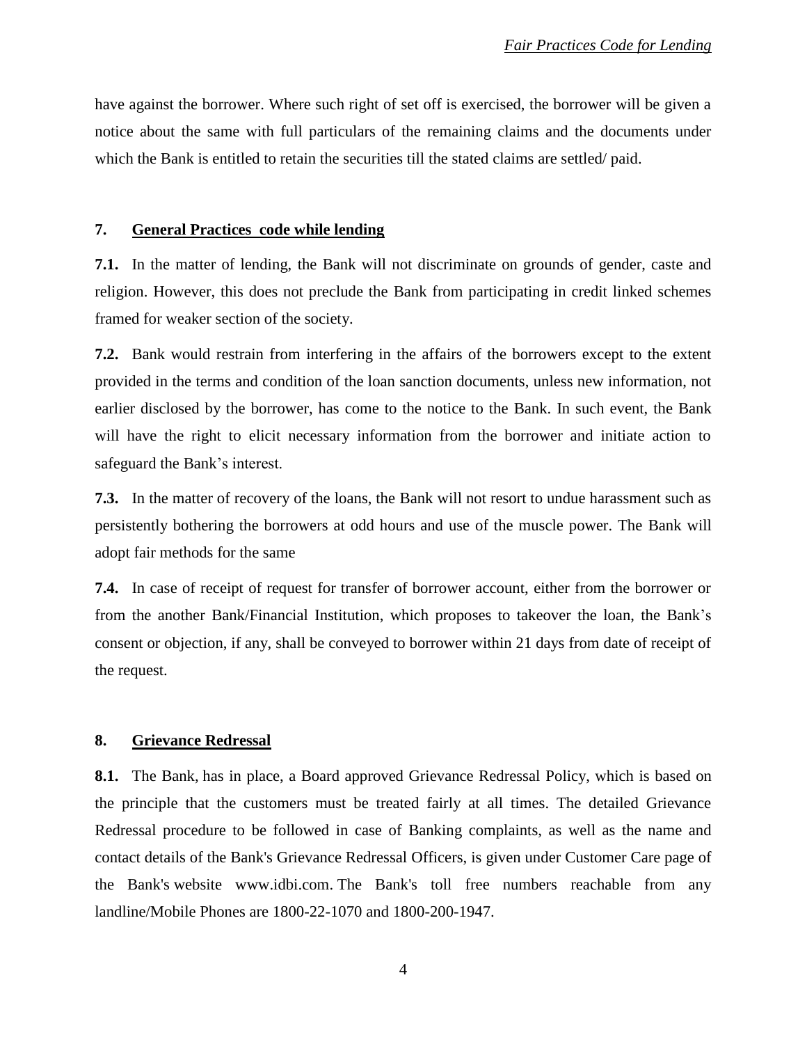have against the borrower. Where such right of set off is exercised, the borrower will be given a notice about the same with full particulars of the remaining claims and the documents under which the Bank is entitled to retain the securities till the stated claims are settled/ paid.

## 7. General Practices code while lending

**7.1.** In the matter of lending, the Bank will not discriminate on grounds of gender, caste and religion. However, this does not preclude the Bank from participating in credit linked schemes framed for weaker section of the society.

**7.2.** Bank would restrain from interfering in the affairs of the borrowers except to the extent provided in the terms and condition of the loan sanction documents, unless new information, not earlier disclosed by the borrower, has come to the notice to the Bank. In such event, the Bank will have the right to elicit necessary information from the borrower and initiate action to safeguard the Bank's interest.

**7.3.** In the matter of recovery of the loans, the Bank will not resort to undue harassment such as persistently bothering the borrowers at odd hours and use of the muscle power. The Bank will adopt fair methods for the same

**7.4.** In case of receipt of request for transfer of borrower account, either from the borrower or from the another Bank/Financial Institution, which proposes to takeover the loan, the Bank's consent or objection, if any, shall be conveyed to borrower within 21 days from date of receipt of the request.

## 8. Grievance Redressal

**8.1.** The Bank, has in place, a Board approved Grievance Redressal Policy, which is based on the principle that the customers must be treated fairly at all times. The detailed Grievance Redressal procedure to be followed in case of Banking complaints, as well as the name and contact details of the Bank's Grievance Redressal Officers, is given under Customer Care page of the Bank's website www.idbi.com. The Bank's toll free numbers reachable from any landline/Mobile Phones are 1800-22-1070 and 1800-200-1947.